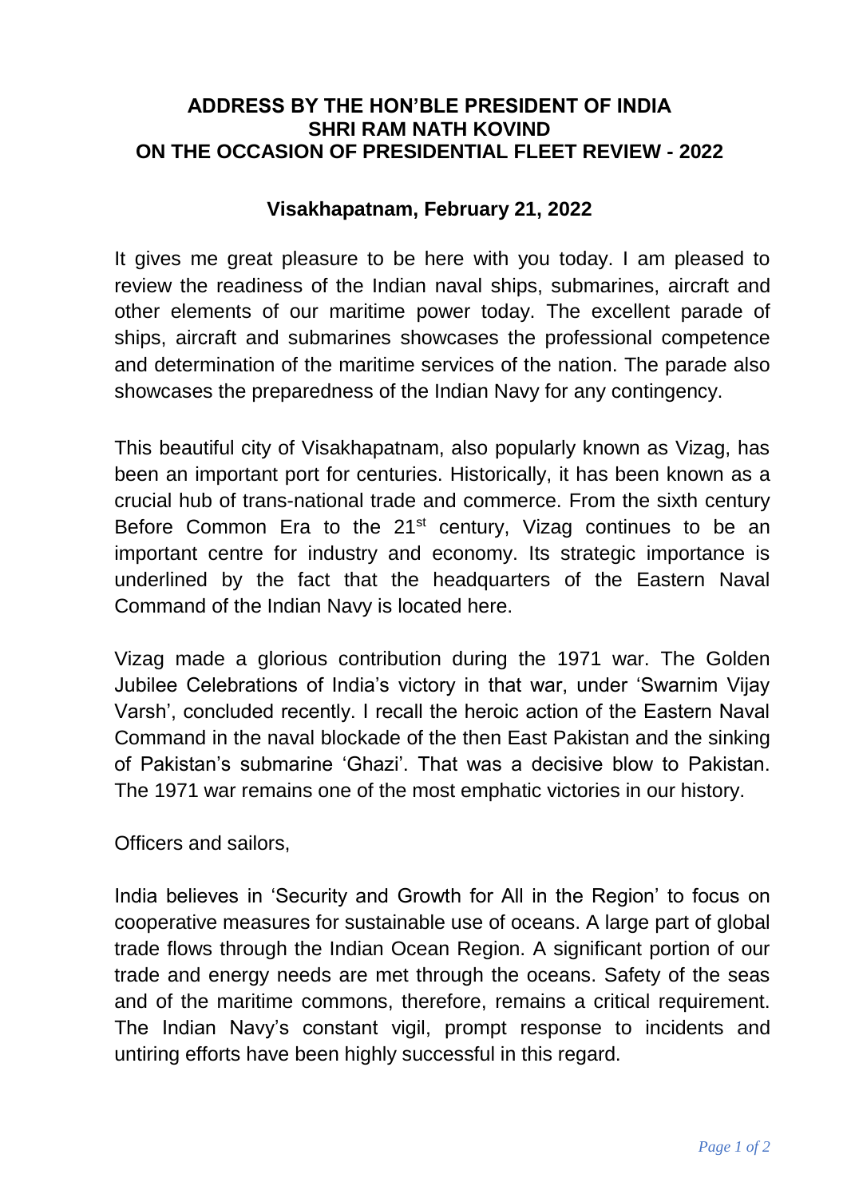**ADDRESS BY THE HON'BLE PRESIDENT OF INDIA**
**SHRI RAM NATH KOVIND**
**ON THE OCCASION OF PRESIDENTIAL FLEET REVIEW - 2022**

**Visakhapatnam, February 21, 2022**

It gives me great pleasure to be here with you today. I am pleased to review the readiness of the Indian naval ships, submarines, aircraft and other elements of our maritime power today. The excellent parade of ships, aircraft and submarines showcases the professional competence and determination of the maritime services of the nation. The parade also showcases the preparedness of the Indian Navy for any contingency.

This beautiful city of Visakhapatnam, also popularly known as Vizag, has been an important port for centuries. Historically, it has been known as a crucial hub of trans-national trade and commerce. From the sixth century Before Common Era to the 21st century, Vizag continues to be an important centre for industry and economy. Its strategic importance is underlined by the fact that the headquarters of the Eastern Naval Command of the Indian Navy is located here.

Vizag made a glorious contribution during the 1971 war. The Golden Jubilee Celebrations of India's victory in that war, under 'Swarnim Vijay Varsh', concluded recently. I recall the heroic action of the Eastern Naval Command in the naval blockade of the then East Pakistan and the sinking of Pakistan's submarine 'Ghazi'. That was a decisive blow to Pakistan. The 1971 war remains one of the most emphatic victories in our history.

Officers and sailors,

India believes in 'Security and Growth for All in the Region' to focus on cooperative measures for sustainable use of oceans. A large part of global trade flows through the Indian Ocean Region. A significant portion of our trade and energy needs are met through the oceans. Safety of the seas and of the maritime commons, therefore, remains a critical requirement. The Indian Navy's constant vigil, prompt response to incidents and untiring efforts have been highly successful in this regard.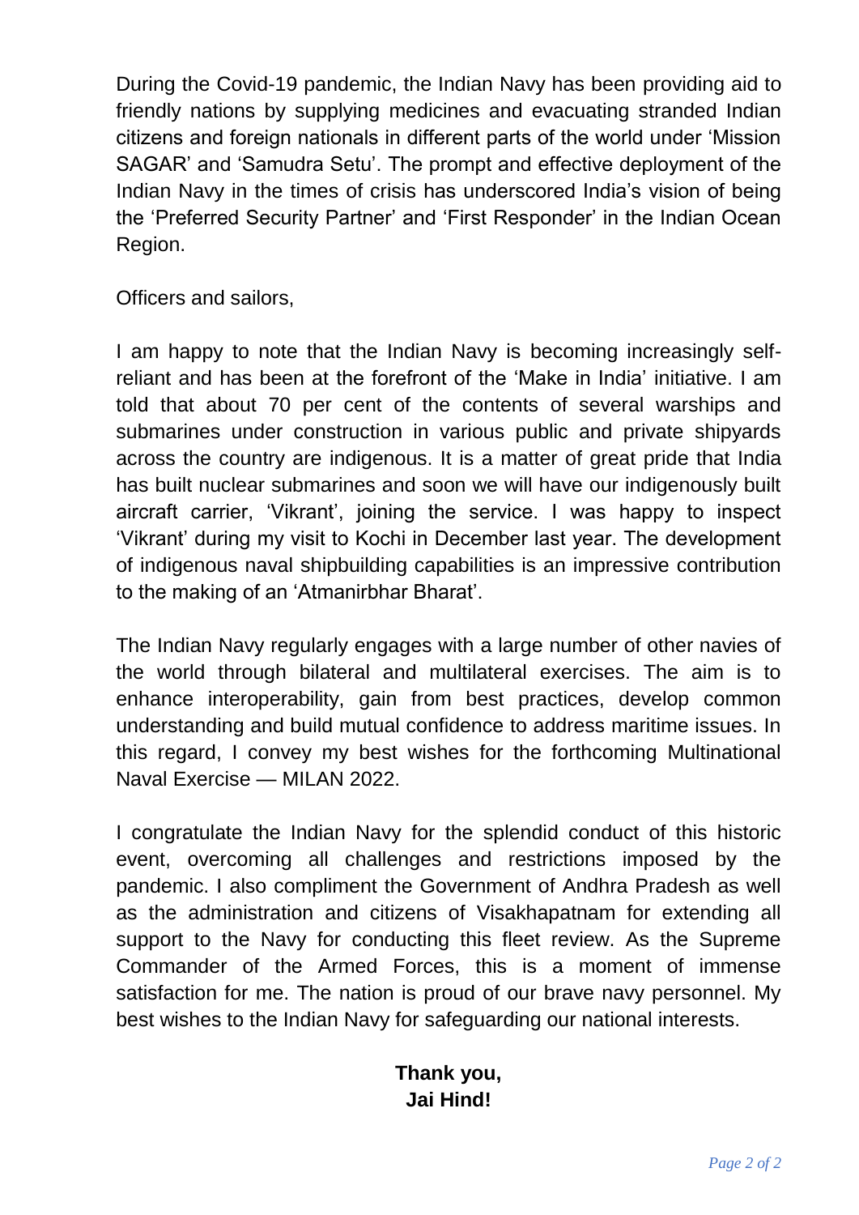During the Covid-19 pandemic, the Indian Navy has been providing aid to friendly nations by supplying medicines and evacuating stranded Indian citizens and foreign nationals in different parts of the world under 'Mission SAGAR' and 'Samudra Setu'. The prompt and effective deployment of the Indian Navy in the times of crisis has underscored India's vision of being the 'Preferred Security Partner' and 'First Responder' in the Indian Ocean Region.

Officers and sailors,

I am happy to note that the Indian Navy is becoming increasingly self-reliant and has been at the forefront of the 'Make in India' initiative. I am told that about 70 per cent of the contents of several warships and submarines under construction in various public and private shipyards across the country are indigenous. It is a matter of great pride that India has built nuclear submarines and soon we will have our indigenously built aircraft carrier, 'Vikrant', joining the service. I was happy to inspect 'Vikrant' during my visit to Kochi in December last year. The development of indigenous naval shipbuilding capabilities is an impressive contribution to the making of an 'Atmanirbhar Bharat'.

The Indian Navy regularly engages with a large number of other navies of the world through bilateral and multilateral exercises. The aim is to enhance interoperability, gain from best practices, develop common understanding and build mutual confidence to address maritime issues. In this regard, I convey my best wishes for the forthcoming Multinational Naval Exercise — MILAN 2022.

I congratulate the Indian Navy for the splendid conduct of this historic event, overcoming all challenges and restrictions imposed by the pandemic. I also compliment the Government of Andhra Pradesh as well as the administration and citizens of Visakhapatnam for extending all support to the Navy for conducting this fleet review. As the Supreme Commander of the Armed Forces, this is a moment of immense satisfaction for me. The nation is proud of our brave navy personnel. My best wishes to the Indian Navy for safeguarding our national interests.

**Thank you,**
**Jai Hind!**